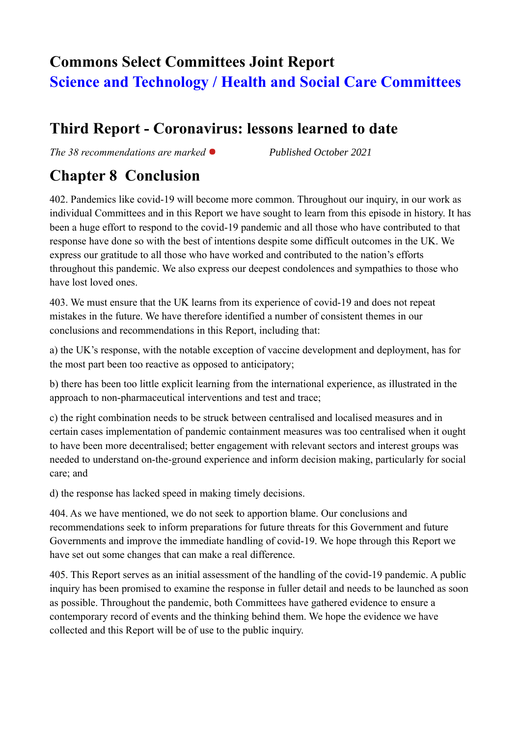# Commons Select Committees Joint Report

## Science and Technology / Health and Social Care Committees

## Third Report - Coronavirus: lessons learned to date

*The 38 recommendations are marked* ● *Published October 2021*

## Chapter 8 Conclusion

402. Pandemics like covid-19 will become more common. Throughout our inquiry, in our work as individual Committees and in this Report we have sought to learn from this episode in history. It has been a huge effort to respond to the covid-19 pandemic and all those who have contributed to that response have done so with the best of intentions despite some difficult outcomes in the UK. We express our gratitude to all those who have worked and contributed to the nation's efforts throughout this pandemic. We also express our deepest condolences and sympathies to those who have lost loved ones.

403. We must ensure that the UK learns from its experience of covid-19 and does not repeat mistakes in the future. We have therefore identified a number of consistent themes in our conclusions and recommendations in this Report, including that:

a) the UK's response, with the notable exception of vaccine development and deployment, has for the most part been too reactive as opposed to anticipatory;

b) there has been too little explicit learning from the international experience, as illustrated in the approach to non-pharmaceutical interventions and test and trace;

c) the right combination needs to be struck between centralised and localised measures and in certain cases implementation of pandemic containment measures was too centralised when it ought to have been more decentralised; better engagement with relevant sectors and interest groups was needed to understand on-the-ground experience and inform decision making, particularly for social care; and

d) the response has lacked speed in making timely decisions.

404. As we have mentioned, we do not seek to apportion blame. Our conclusions and recommendations seek to inform preparations for future threats for this Government and future Governments and improve the immediate handling of covid-19. We hope through this Report we have set out some changes that can make a real difference.

405. This Report serves as an initial assessment of the handling of the covid-19 pandemic. A public inquiry has been promised to examine the response in fuller detail and needs to be launched as soon as possible. Throughout the pandemic, both Committees have gathered evidence to ensure a contemporary record of events and the thinking behind them. We hope the evidence we have collected and this Report will be of use to the public inquiry.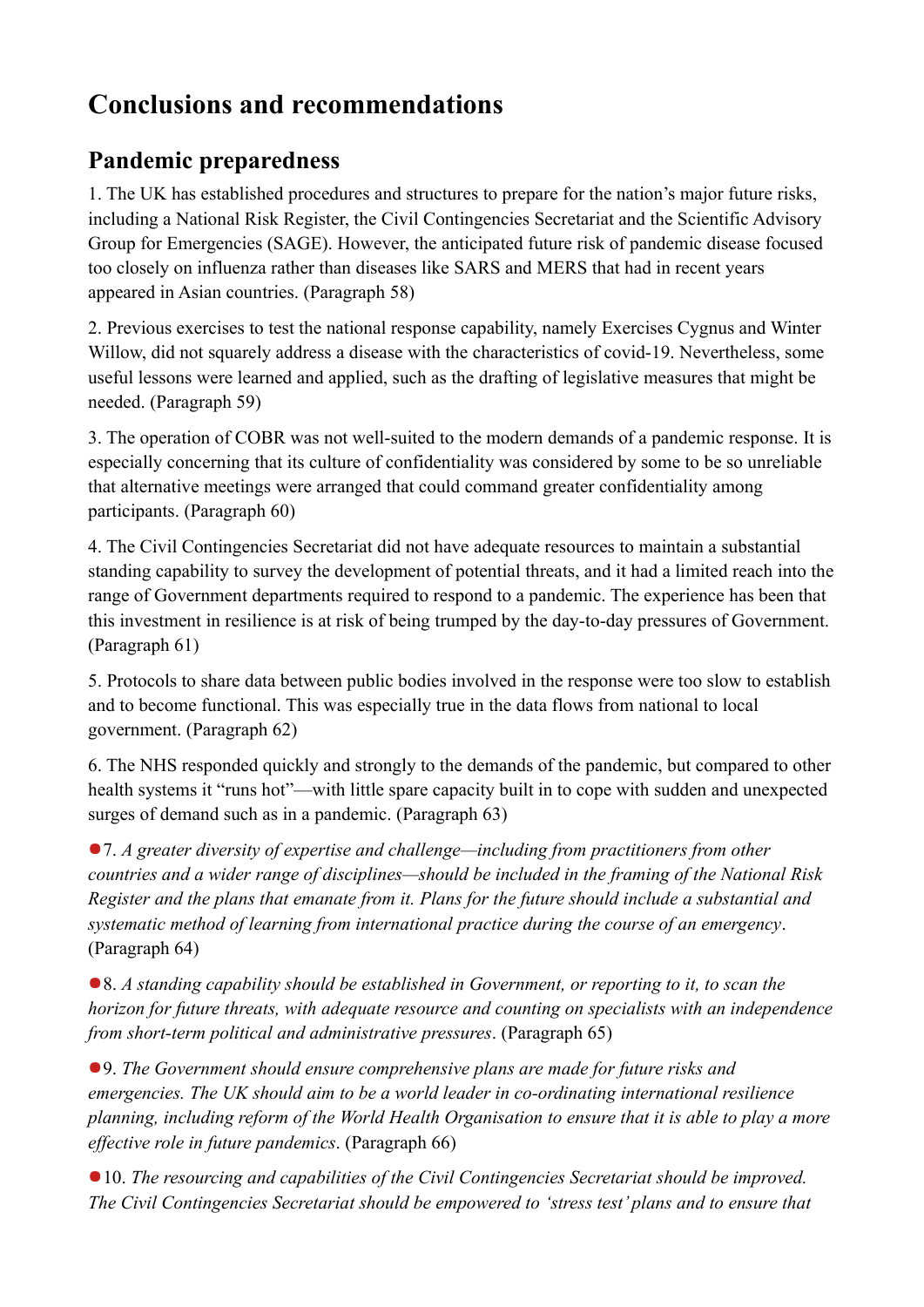# Conclusions and recommendations

## Pandemic preparedness

1. The UK has established procedures and structures to prepare for the nation's major future risks, including a National Risk Register, the Civil Contingencies Secretariat and the Scientific Advisory Group for Emergencies (SAGE). However, the anticipated future risk of pandemic disease focused too closely on influenza rather than diseases like SARS and MERS that had in recent years appeared in Asian countries. (Paragraph 58)

2. Previous exercises to test the national response capability, namely Exercises Cygnus and Winter Willow, did not squarely address a disease with the characteristics of covid-19. Nevertheless, some useful lessons were learned and applied, such as the drafting of legislative measures that might be needed. (Paragraph 59)

3. The operation of COBR was not well-suited to the modern demands of a pandemic response. It is especially concerning that its culture of confidentiality was considered by some to be so unreliable that alternative meetings were arranged that could command greater confidentiality among participants. (Paragraph 60)

4. The Civil Contingencies Secretariat did not have adequate resources to maintain a substantial standing capability to survey the development of potential threats, and it had a limited reach into the range of Government departments required to respond to a pandemic. The experience has been that this investment in resilience is at risk of being trumped by the day-to-day pressures of Government. (Paragraph 61)

5. Protocols to share data between public bodies involved in the response were too slow to establish and to become functional. This was especially true in the data flows from national to local government. (Paragraph 62)

6. The NHS responded quickly and strongly to the demands of the pandemic, but compared to other health systems it "runs hot"—with little spare capacity built in to cope with sudden and unexpected surges of demand such as in a pandemic. (Paragraph 63)

●7. *A greater diversity of expertise and challenge—including from practitioners from other countries and a wider range of disciplines—should be included in the framing of the National Risk Register and the plans that emanate from it. Plans for the future should include a substantial and systematic method of learning from international practice during the course of an emergency*. (Paragraph 64)

●8. *A standing capability should be established in Government, or reporting to it, to scan the horizon for future threats, with adequate resource and counting on specialists with an independence from short-term political and administrative pressures*. (Paragraph 65)

●9. *The Government should ensure comprehensive plans are made for future risks and emergencies. The UK should aim to be a world leader in co-ordinating international resilience planning, including reform of the World Health Organisation to ensure that it is able to play a more effective role in future pandemics*. (Paragraph 66)

●10. *The resourcing and capabilities of the Civil Contingencies Secretariat should be improved. The Civil Contingencies Secretariat should be empowered to 'stress test' plans and to ensure that*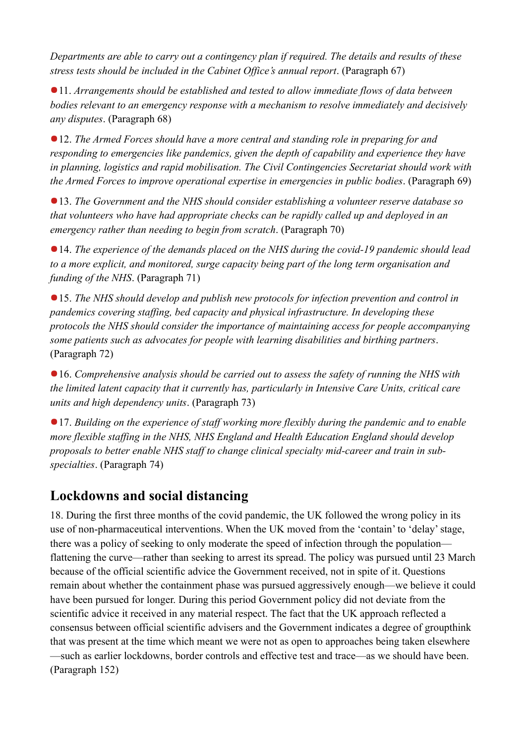*Departments are able to carry out a contingency plan if required. The details and results of these stress tests should be included in the Cabinet Office's annual report*. (Paragraph 67)

●11. *Arrangements should be established and tested to allow immediate flows of data between bodies relevant to an emergency response with a mechanism to resolve immediately and decisively any disputes*. (Paragraph 68)

●12. *The Armed Forces should have a more central and standing role in preparing for and responding to emergencies like pandemics, given the depth of capability and experience they have in planning, logistics and rapid mobilisation. The Civil Contingencies Secretariat should work with the Armed Forces to improve operational expertise in emergencies in public bodies*. (Paragraph 69)

●13. *The Government and the NHS should consider establishing a volunteer reserve database so that volunteers who have had appropriate checks can be rapidly called up and deployed in an emergency rather than needing to begin from scratch*. (Paragraph 70)

●14. *The experience of the demands placed on the NHS during the covid-19 pandemic should lead to a more explicit, and monitored, surge capacity being part of the long term organisation and funding of the NHS*. (Paragraph 71)

●15. *The NHS should develop and publish new protocols for infection prevention and control in pandemics covering staffing, bed capacity and physical infrastructure. In developing these protocols the NHS should consider the importance of maintaining access for people accompanying some patients such as advocates for people with learning disabilities and birthing partners*. (Paragraph 72)

●16. *Comprehensive analysis should be carried out to assess the safety of running the NHS with the limited latent capacity that it currently has, particularly in Intensive Care Units, critical care units and high dependency units*. (Paragraph 73)

●17. *Building on the experience of staff working more flexibly during the pandemic and to enable more flexible staffing in the NHS, NHS England and Health Education England should develop proposals to better enable NHS staff to change clinical specialty mid-career and train in sub-specialties*. (Paragraph 74)

## Lockdowns and social distancing

18. During the first three months of the covid pandemic, the UK followed the wrong policy in its use of non-pharmaceutical interventions. When the UK moved from the 'contain' to 'delay' stage, there was a policy of seeking to only moderate the speed of infection through the population—flattening the curve—rather than seeking to arrest its spread. The policy was pursued until 23 March because of the official scientific advice the Government received, not in spite of it. Questions remain about whether the containment phase was pursued aggressively enough—we believe it could have been pursued for longer. During this period Government policy did not deviate from the scientific advice it received in any material respect. The fact that the UK approach reflected a consensus between official scientific advisers and the Government indicates a degree of groupthink that was present at the time which meant we were not as open to approaches being taken elsewhere—such as earlier lockdowns, border controls and effective test and trace—as we should have been. (Paragraph 152)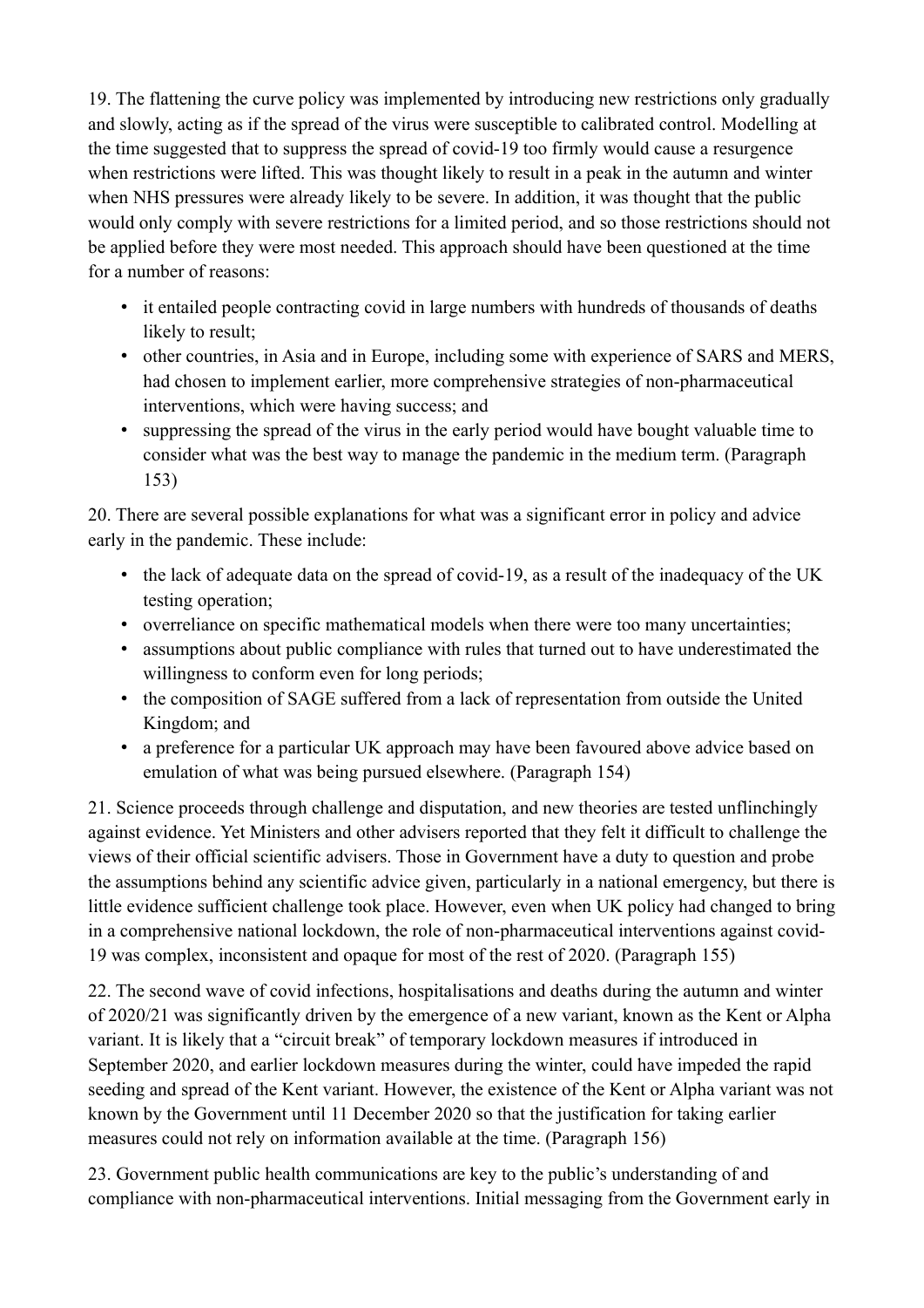19. The flattening the curve policy was implemented by introducing new restrictions only gradually and slowly, acting as if the spread of the virus were susceptible to calibrated control. Modelling at the time suggested that to suppress the spread of covid-19 too firmly would cause a resurgence when restrictions were lifted. This was thought likely to result in a peak in the autumn and winter when NHS pressures were already likely to be severe. In addition, it was thought that the public would only comply with severe restrictions for a limited period, and so those restrictions should not be applied before they were most needed. This approach should have been questioned at the time for a number of reasons:

- it entailed people contracting covid in large numbers with hundreds of thousands of deaths likely to result;
- other countries, in Asia and in Europe, including some with experience of SARS and MERS, had chosen to implement earlier, more comprehensive strategies of non-pharmaceutical interventions, which were having success; and
- suppressing the spread of the virus in the early period would have bought valuable time to consider what was the best way to manage the pandemic in the medium term. (Paragraph 153)

20. There are several possible explanations for what was a significant error in policy and advice early in the pandemic. These include:

- the lack of adequate data on the spread of covid-19, as a result of the inadequacy of the UK testing operation;
- overreliance on specific mathematical models when there were too many uncertainties;
- assumptions about public compliance with rules that turned out to have underestimated the willingness to conform even for long periods;
- the composition of SAGE suffered from a lack of representation from outside the United Kingdom; and
- a preference for a particular UK approach may have been favoured above advice based on emulation of what was being pursued elsewhere. (Paragraph 154)

21. Science proceeds through challenge and disputation, and new theories are tested unflinchingly against evidence. Yet Ministers and other advisers reported that they felt it difficult to challenge the views of their official scientific advisers. Those in Government have a duty to question and probe the assumptions behind any scientific advice given, particularly in a national emergency, but there is little evidence sufficient challenge took place. However, even when UK policy had changed to bring in a comprehensive national lockdown, the role of non-pharmaceutical interventions against covid-19 was complex, inconsistent and opaque for most of the rest of 2020. (Paragraph 155)

22. The second wave of covid infections, hospitalisations and deaths during the autumn and winter of 2020/21 was significantly driven by the emergence of a new variant, known as the Kent or Alpha variant. It is likely that a "circuit break" of temporary lockdown measures if introduced in September 2020, and earlier lockdown measures during the winter, could have impeded the rapid seeding and spread of the Kent variant. However, the existence of the Kent or Alpha variant was not known by the Government until 11 December 2020 so that the justification for taking earlier measures could not rely on information available at the time. (Paragraph 156)

23. Government public health communications are key to the public's understanding of and compliance with non-pharmaceutical interventions. Initial messaging from the Government early in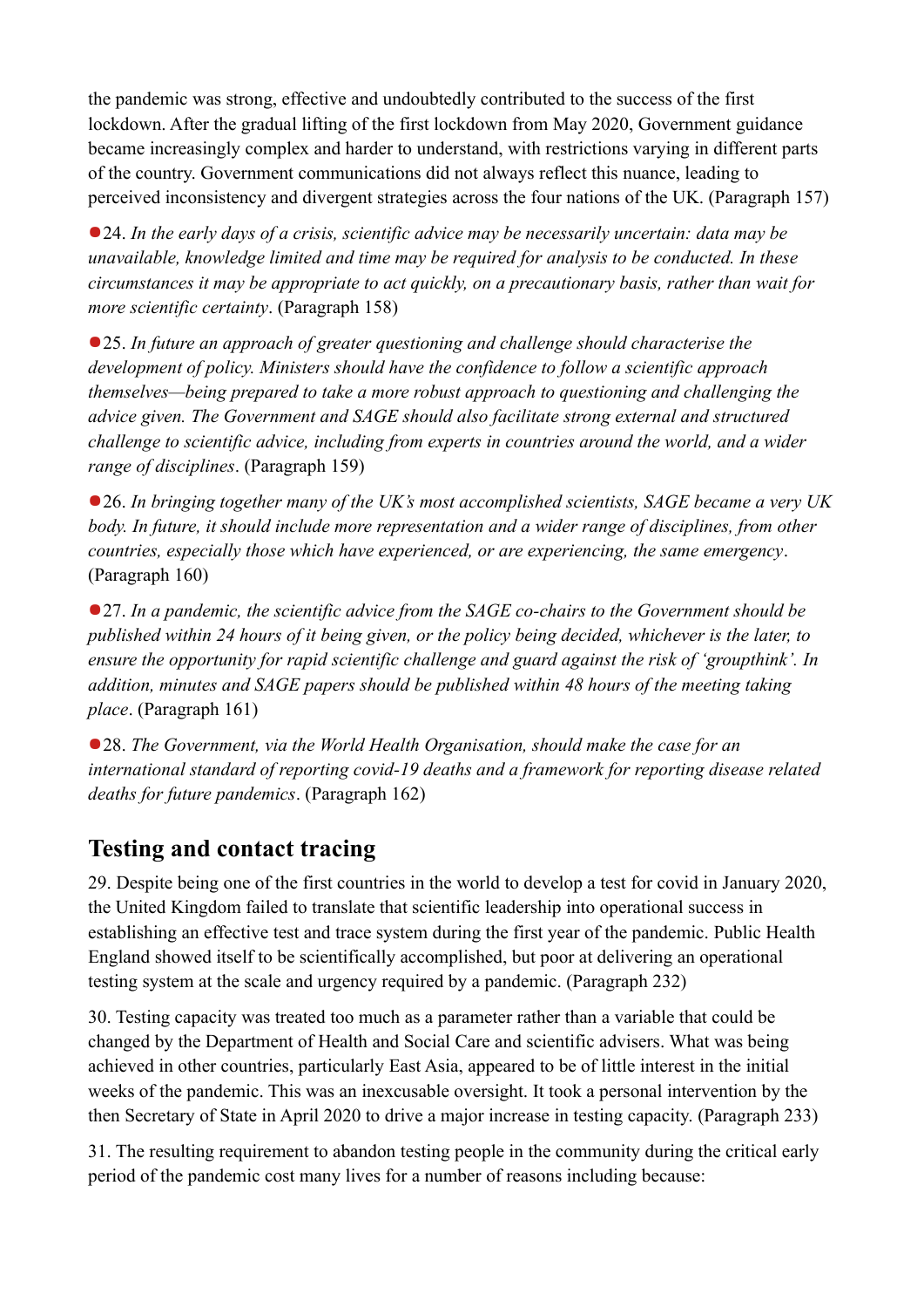the pandemic was strong, effective and undoubtedly contributed to the success of the first lockdown. After the gradual lifting of the first lockdown from May 2020, Government guidance became increasingly complex and harder to understand, with restrictions varying in different parts of the country. Government communications did not always reflect this nuance, leading to perceived inconsistency and divergent strategies across the four nations of the UK. (Paragraph 157)

●24. *In the early days of a crisis, scientific advice may be necessarily uncertain: data may be unavailable, knowledge limited and time may be required for analysis to be conducted. In these circumstances it may be appropriate to act quickly, on a precautionary basis, rather than wait for more scientific certainty*. (Paragraph 158)

●25. *In future an approach of greater questioning and challenge should characterise the development of policy. Ministers should have the confidence to follow a scientific approach themselves—being prepared to take a more robust approach to questioning and challenging the advice given. The Government and SAGE should also facilitate strong external and structured challenge to scientific advice, including from experts in countries around the world, and a wider range of disciplines*. (Paragraph 159)

●26. *In bringing together many of the UK's most accomplished scientists, SAGE became a very UK body. In future, it should include more representation and a wider range of disciplines, from other countries, especially those which have experienced, or are experiencing, the same emergency*. (Paragraph 160)

●27. *In a pandemic, the scientific advice from the SAGE co-chairs to the Government should be published within 24 hours of it being given, or the policy being decided, whichever is the later, to ensure the opportunity for rapid scientific challenge and guard against the risk of 'groupthink'. In addition, minutes and SAGE papers should be published within 48 hours of the meeting taking place*. (Paragraph 161)

●28. *The Government, via the World Health Organisation, should make the case for an international standard of reporting covid-19 deaths and a framework for reporting disease related deaths for future pandemics*. (Paragraph 162)

## Testing and contact tracing

29. Despite being one of the first countries in the world to develop a test for covid in January 2020, the United Kingdom failed to translate that scientific leadership into operational success in establishing an effective test and trace system during the first year of the pandemic. Public Health England showed itself to be scientifically accomplished, but poor at delivering an operational testing system at the scale and urgency required by a pandemic. (Paragraph 232)

30. Testing capacity was treated too much as a parameter rather than a variable that could be changed by the Department of Health and Social Care and scientific advisers. What was being achieved in other countries, particularly East Asia, appeared to be of little interest in the initial weeks of the pandemic. This was an inexcusable oversight. It took a personal intervention by the then Secretary of State in April 2020 to drive a major increase in testing capacity. (Paragraph 233)

31. The resulting requirement to abandon testing people in the community during the critical early period of the pandemic cost many lives for a number of reasons including because: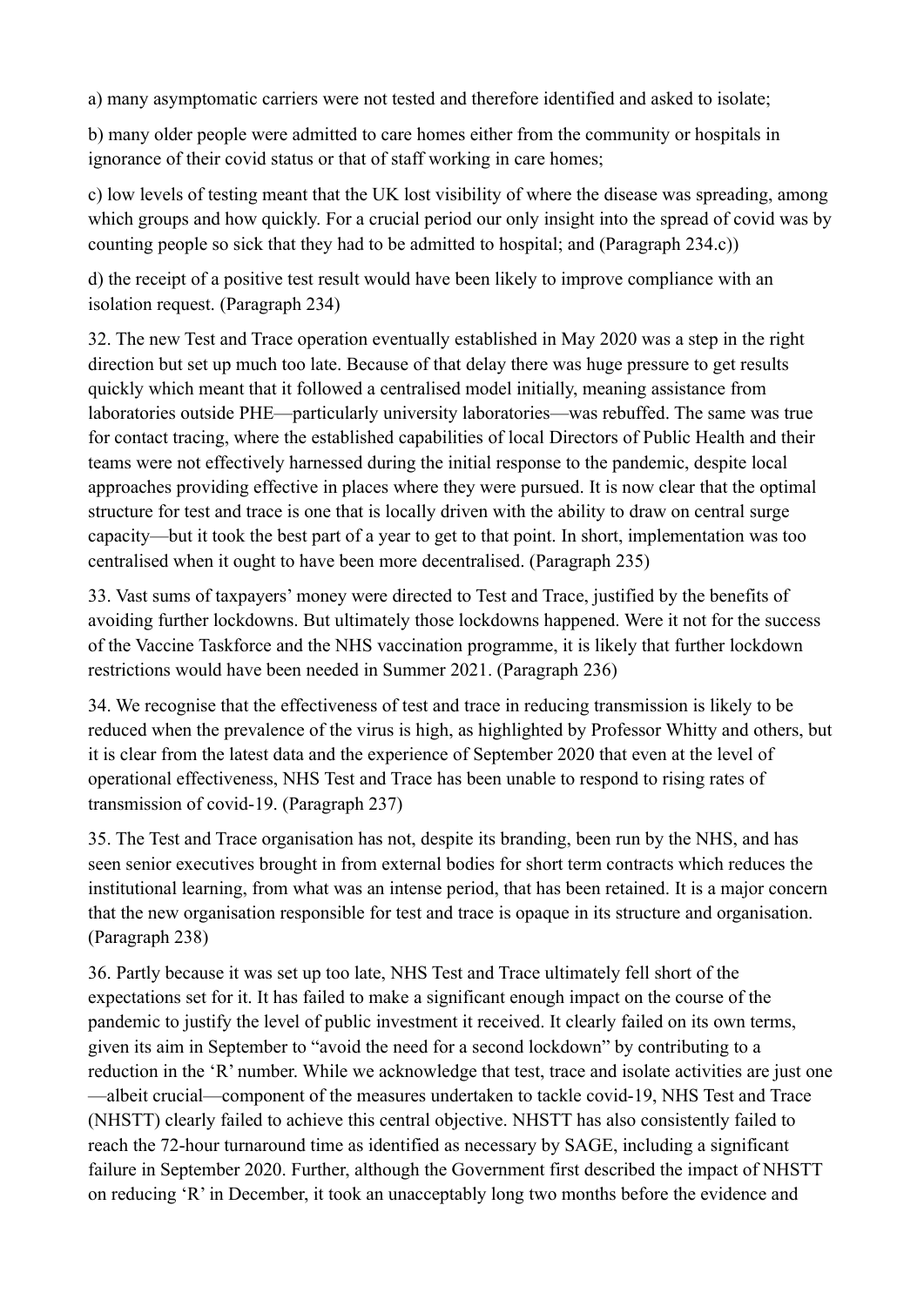a) many asymptomatic carriers were not tested and therefore identified and asked to isolate;

b) many older people were admitted to care homes either from the community or hospitals in ignorance of their covid status or that of staff working in care homes;

c) low levels of testing meant that the UK lost visibility of where the disease was spreading, among which groups and how quickly. For a crucial period our only insight into the spread of covid was by counting people so sick that they had to be admitted to hospital; and (Paragraph 234.c))

d) the receipt of a positive test result would have been likely to improve compliance with an isolation request. (Paragraph 234)

32. The new Test and Trace operation eventually established in May 2020 was a step in the right direction but set up much too late. Because of that delay there was huge pressure to get results quickly which meant that it followed a centralised model initially, meaning assistance from laboratories outside PHE—particularly university laboratories—was rebuffed. The same was true for contact tracing, where the established capabilities of local Directors of Public Health and their teams were not effectively harnessed during the initial response to the pandemic, despite local approaches providing effective in places where they were pursued. It is now clear that the optimal structure for test and trace is one that is locally driven with the ability to draw on central surge capacity—but it took the best part of a year to get to that point. In short, implementation was too centralised when it ought to have been more decentralised. (Paragraph 235)

33. Vast sums of taxpayers' money were directed to Test and Trace, justified by the benefits of avoiding further lockdowns. But ultimately those lockdowns happened. Were it not for the success of the Vaccine Taskforce and the NHS vaccination programme, it is likely that further lockdown restrictions would have been needed in Summer 2021. (Paragraph 236)

34. We recognise that the effectiveness of test and trace in reducing transmission is likely to be reduced when the prevalence of the virus is high, as highlighted by Professor Whitty and others, but it is clear from the latest data and the experience of September 2020 that even at the level of operational effectiveness, NHS Test and Trace has been unable to respond to rising rates of transmission of covid-19. (Paragraph 237)

35. The Test and Trace organisation has not, despite its branding, been run by the NHS, and has seen senior executives brought in from external bodies for short term contracts which reduces the institutional learning, from what was an intense period, that has been retained. It is a major concern that the new organisation responsible for test and trace is opaque in its structure and organisation. (Paragraph 238)

36. Partly because it was set up too late, NHS Test and Trace ultimately fell short of the expectations set for it. It has failed to make a significant enough impact on the course of the pandemic to justify the level of public investment it received. It clearly failed on its own terms, given its aim in September to "avoid the need for a second lockdown" by contributing to a reduction in the 'R' number. While we acknowledge that test, trace and isolate activities are just one—albeit crucial—component of the measures undertaken to tackle covid-19, NHS Test and Trace (NHSTT) clearly failed to achieve this central objective. NHSTT has also consistently failed to reach the 72-hour turnaround time as identified as necessary by SAGE, including a significant failure in September 2020. Further, although the Government first described the impact of NHSTT on reducing 'R' in December, it took an unacceptably long two months before the evidence and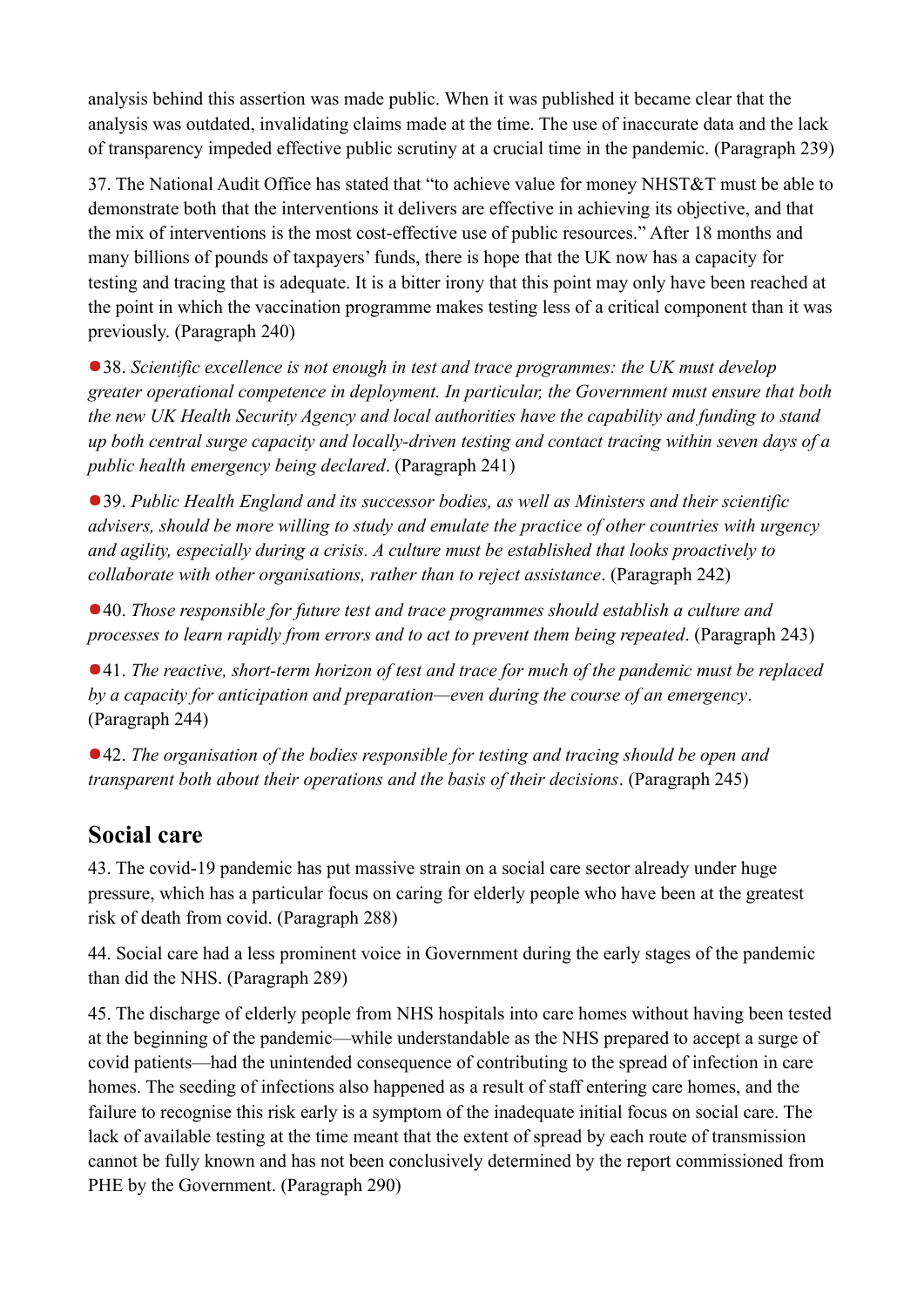analysis behind this assertion was made public. When it was published it became clear that the analysis was outdated, invalidating claims made at the time. The use of inaccurate data and the lack of transparency impeded effective public scrutiny at a crucial time in the pandemic. (Paragraph 239)

37. The National Audit Office has stated that "to achieve value for money NHST&T must be able to demonstrate both that the interventions it delivers are effective in achieving its objective, and that the mix of interventions is the most cost-effective use of public resources." After 18 months and many billions of pounds of taxpayers' funds, there is hope that the UK now has a capacity for testing and tracing that is adequate. It is a bitter irony that this point may only have been reached at the point in which the vaccination programme makes testing less of a critical component than it was previously. (Paragraph 240)

●38. *Scientific excellence is not enough in test and trace programmes: the UK must develop greater operational competence in deployment. In particular, the Government must ensure that both the new UK Health Security Agency and local authorities have the capability and funding to stand up both central surge capacity and locally-driven testing and contact tracing within seven days of a public health emergency being declared*. (Paragraph 241)

●39. *Public Health England and its successor bodies, as well as Ministers and their scientific advisers, should be more willing to study and emulate the practice of other countries with urgency and agility, especially during a crisis. A culture must be established that looks proactively to collaborate with other organisations, rather than to reject assistance*. (Paragraph 242)

●40. *Those responsible for future test and trace programmes should establish a culture and processes to learn rapidly from errors and to act to prevent them being repeated*. (Paragraph 243)

●41. *The reactive, short-term horizon of test and trace for much of the pandemic must be replaced by a capacity for anticipation and preparation—even during the course of an emergency*. (Paragraph 244)

●42. *The organisation of the bodies responsible for testing and tracing should be open and transparent both about their operations and the basis of their decisions*. (Paragraph 245)

## Social care

43. The covid-19 pandemic has put massive strain on a social care sector already under huge pressure, which has a particular focus on caring for elderly people who have been at the greatest risk of death from covid. (Paragraph 288)

44. Social care had a less prominent voice in Government during the early stages of the pandemic than did the NHS. (Paragraph 289)

45. The discharge of elderly people from NHS hospitals into care homes without having been tested at the beginning of the pandemic—while understandable as the NHS prepared to accept a surge of covid patients—had the unintended consequence of contributing to the spread of infection in care homes. The seeding of infections also happened as a result of staff entering care homes, and the failure to recognise this risk early is a symptom of the inadequate initial focus on social care. The lack of available testing at the time meant that the extent of spread by each route of transmission cannot be fully known and has not been conclusively determined by the report commissioned from PHE by the Government. (Paragraph 290)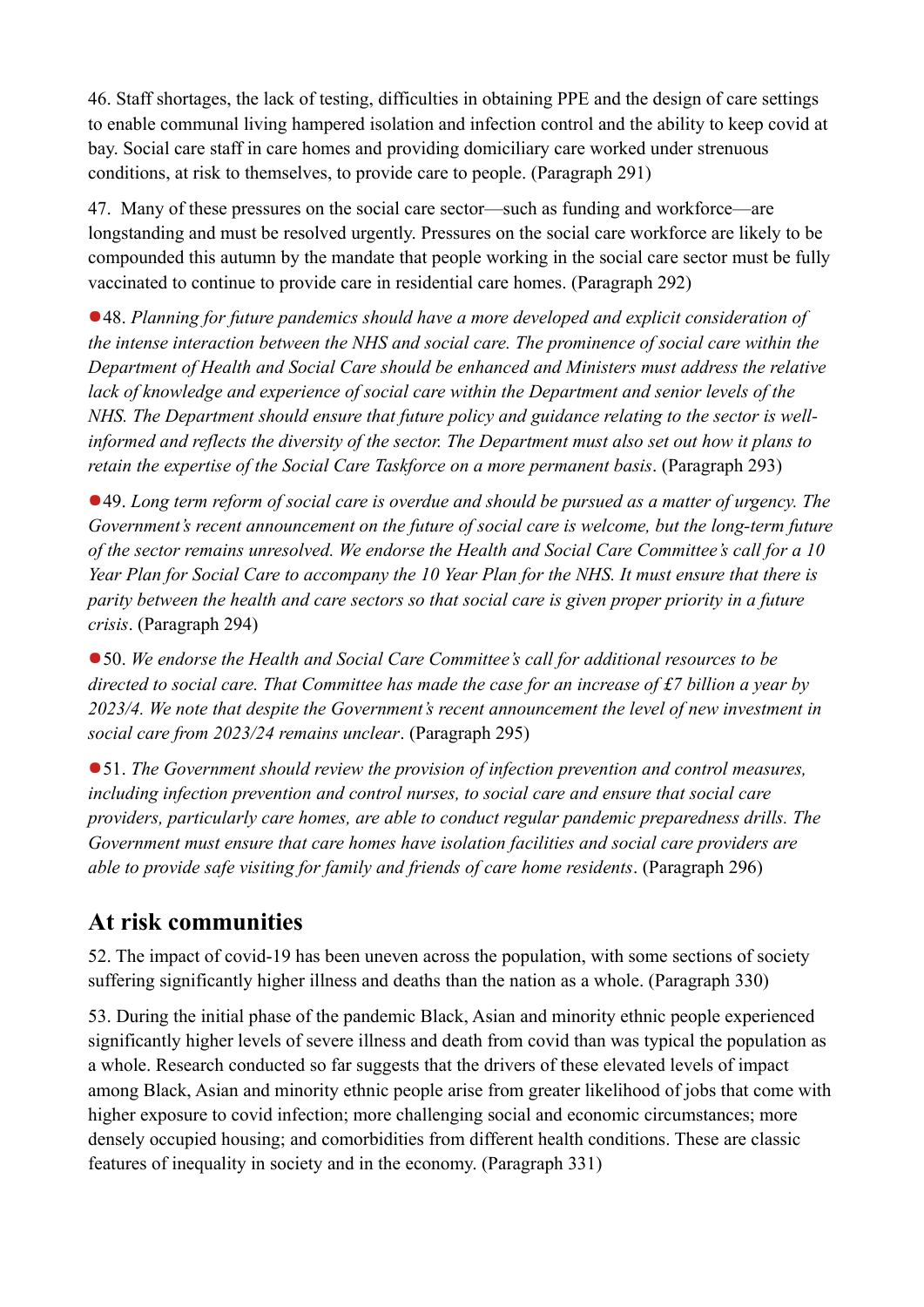46. Staff shortages, the lack of testing, difficulties in obtaining PPE and the design of care settings to enable communal living hampered isolation and infection control and the ability to keep covid at bay. Social care staff in care homes and providing domiciliary care worked under strenuous conditions, at risk to themselves, to provide care to people. (Paragraph 291)

47. Many of these pressures on the social care sector—such as funding and workforce—are longstanding and must be resolved urgently. Pressures on the social care workforce are likely to be compounded this autumn by the mandate that people working in the social care sector must be fully vaccinated to continue to provide care in residential care homes. (Paragraph 292)

●48. *Planning for future pandemics should have a more developed and explicit consideration of the intense interaction between the NHS and social care. The prominence of social care within the Department of Health and Social Care should be enhanced and Ministers must address the relative lack of knowledge and experience of social care within the Department and senior levels of the NHS. The Department should ensure that future policy and guidance relating to the sector is well-informed and reflects the diversity of the sector. The Department must also set out how it plans to retain the expertise of the Social Care Taskforce on a more permanent basis*. (Paragraph 293)

●49. *Long term reform of social care is overdue and should be pursued as a matter of urgency. The Government's recent announcement on the future of social care is welcome, but the long-term future of the sector remains unresolved. We endorse the Health and Social Care Committee's call for a 10 Year Plan for Social Care to accompany the 10 Year Plan for the NHS. It must ensure that there is parity between the health and care sectors so that social care is given proper priority in a future crisis*. (Paragraph 294)

●50. *We endorse the Health and Social Care Committee's call for additional resources to be directed to social care. That Committee has made the case for an increase of £7 billion a year by 2023/4. We note that despite the Government's recent announcement the level of new investment in social care from 2023/24 remains unclear*. (Paragraph 295)

●51. *The Government should review the provision of infection prevention and control measures, including infection prevention and control nurses, to social care and ensure that social care providers, particularly care homes, are able to conduct regular pandemic preparedness drills. The Government must ensure that care homes have isolation facilities and social care providers are able to provide safe visiting for family and friends of care home residents*. (Paragraph 296)

## At risk communities

52. The impact of covid-19 has been uneven across the population, with some sections of society suffering significantly higher illness and deaths than the nation as a whole. (Paragraph 330)

53. During the initial phase of the pandemic Black, Asian and minority ethnic people experienced significantly higher levels of severe illness and death from covid than was typical the population as a whole. Research conducted so far suggests that the drivers of these elevated levels of impact among Black, Asian and minority ethnic people arise from greater likelihood of jobs that come with higher exposure to covid infection; more challenging social and economic circumstances; more densely occupied housing; and comorbidities from different health conditions. These are classic features of inequality in society and in the economy. (Paragraph 331)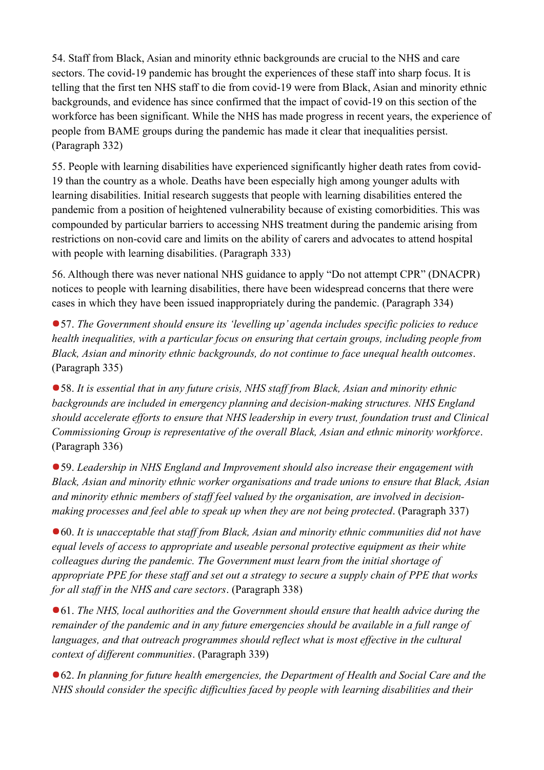54. Staff from Black, Asian and minority ethnic backgrounds are crucial to the NHS and care sectors. The covid-19 pandemic has brought the experiences of these staff into sharp focus. It is telling that the first ten NHS staff to die from covid-19 were from Black, Asian and minority ethnic backgrounds, and evidence has since confirmed that the impact of covid-19 on this section of the workforce has been significant. While the NHS has made progress in recent years, the experience of people from BAME groups during the pandemic has made it clear that inequalities persist. (Paragraph 332)

55. People with learning disabilities have experienced significantly higher death rates from covid-19 than the country as a whole. Deaths have been especially high among younger adults with learning disabilities. Initial research suggests that people with learning disabilities entered the pandemic from a position of heightened vulnerability because of existing comorbidities. This was compounded by particular barriers to accessing NHS treatment during the pandemic arising from restrictions on non-covid care and limits on the ability of carers and advocates to attend hospital with people with learning disabilities. (Paragraph 333)

56. Although there was never national NHS guidance to apply "Do not attempt CPR" (DNACPR) notices to people with learning disabilities, there have been widespread concerns that there were cases in which they have been issued inappropriately during the pandemic. (Paragraph 334)

●57. *The Government should ensure its 'levelling up' agenda includes specific policies to reduce health inequalities, with a particular focus on ensuring that certain groups, including people from Black, Asian and minority ethnic backgrounds, do not continue to face unequal health outcomes*. (Paragraph 335)

●58. *It is essential that in any future crisis, NHS staff from Black, Asian and minority ethnic backgrounds are included in emergency planning and decision-making structures. NHS England should accelerate efforts to ensure that NHS leadership in every trust, foundation trust and Clinical Commissioning Group is representative of the overall Black, Asian and ethnic minority workforce*. (Paragraph 336)

●59. *Leadership in NHS England and Improvement should also increase their engagement with Black, Asian and minority ethnic worker organisations and trade unions to ensure that Black, Asian and minority ethnic members of staff feel valued by the organisation, are involved in decision-making processes and feel able to speak up when they are not being protected*. (Paragraph 337)

●60. *It is unacceptable that staff from Black, Asian and minority ethnic communities did not have equal levels of access to appropriate and useable personal protective equipment as their white colleagues during the pandemic. The Government must learn from the initial shortage of appropriate PPE for these staff and set out a strategy to secure a supply chain of PPE that works for all staff in the NHS and care sectors*. (Paragraph 338)

●61. *The NHS, local authorities and the Government should ensure that health advice during the remainder of the pandemic and in any future emergencies should be available in a full range of languages, and that outreach programmes should reflect what is most effective in the cultural context of different communities*. (Paragraph 339)

●62. *In planning for future health emergencies, the Department of Health and Social Care and the NHS should consider the specific difficulties faced by people with learning disabilities and their*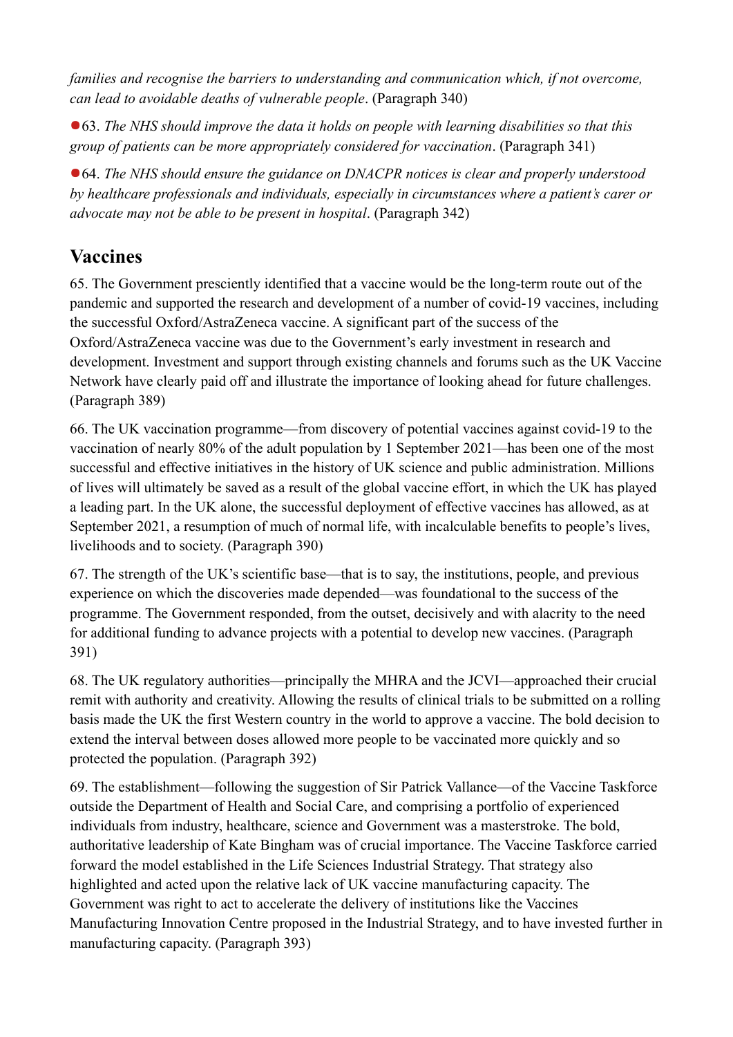*families and recognise the barriers to understanding and communication which, if not overcome, can lead to avoidable deaths of vulnerable people*. (Paragraph 340)

●63. *The NHS should improve the data it holds on people with learning disabilities so that this group of patients can be more appropriately considered for vaccination*. (Paragraph 341)

●64. *The NHS should ensure the guidance on DNACPR notices is clear and properly understood by healthcare professionals and individuals, especially in circumstances where a patient's carer or advocate may not be able to be present in hospital*. (Paragraph 342)

## Vaccines

65. The Government presciently identified that a vaccine would be the long-term route out of the pandemic and supported the research and development of a number of covid-19 vaccines, including the successful Oxford/AstraZeneca vaccine. A significant part of the success of the Oxford/AstraZeneca vaccine was due to the Government's early investment in research and development. Investment and support through existing channels and forums such as the UK Vaccine Network have clearly paid off and illustrate the importance of looking ahead for future challenges. (Paragraph 389)

66. The UK vaccination programme—from discovery of potential vaccines against covid-19 to the vaccination of nearly 80% of the adult population by 1 September 2021—has been one of the most successful and effective initiatives in the history of UK science and public administration. Millions of lives will ultimately be saved as a result of the global vaccine effort, in which the UK has played a leading part. In the UK alone, the successful deployment of effective vaccines has allowed, as at September 2021, a resumption of much of normal life, with incalculable benefits to people's lives, livelihoods and to society. (Paragraph 390)

67. The strength of the UK's scientific base—that is to say, the institutions, people, and previous experience on which the discoveries made depended—was foundational to the success of the programme. The Government responded, from the outset, decisively and with alacrity to the need for additional funding to advance projects with a potential to develop new vaccines. (Paragraph 391)

68. The UK regulatory authorities—principally the MHRA and the JCVI—approached their crucial remit with authority and creativity. Allowing the results of clinical trials to be submitted on a rolling basis made the UK the first Western country in the world to approve a vaccine. The bold decision to extend the interval between doses allowed more people to be vaccinated more quickly and so protected the population. (Paragraph 392)

69. The establishment—following the suggestion of Sir Patrick Vallance—of the Vaccine Taskforce outside the Department of Health and Social Care, and comprising a portfolio of experienced individuals from industry, healthcare, science and Government was a masterstroke. The bold, authoritative leadership of Kate Bingham was of crucial importance. The Vaccine Taskforce carried forward the model established in the Life Sciences Industrial Strategy. That strategy also highlighted and acted upon the relative lack of UK vaccine manufacturing capacity. The Government was right to act to accelerate the delivery of institutions like the Vaccines Manufacturing Innovation Centre proposed in the Industrial Strategy, and to have invested further in manufacturing capacity. (Paragraph 393)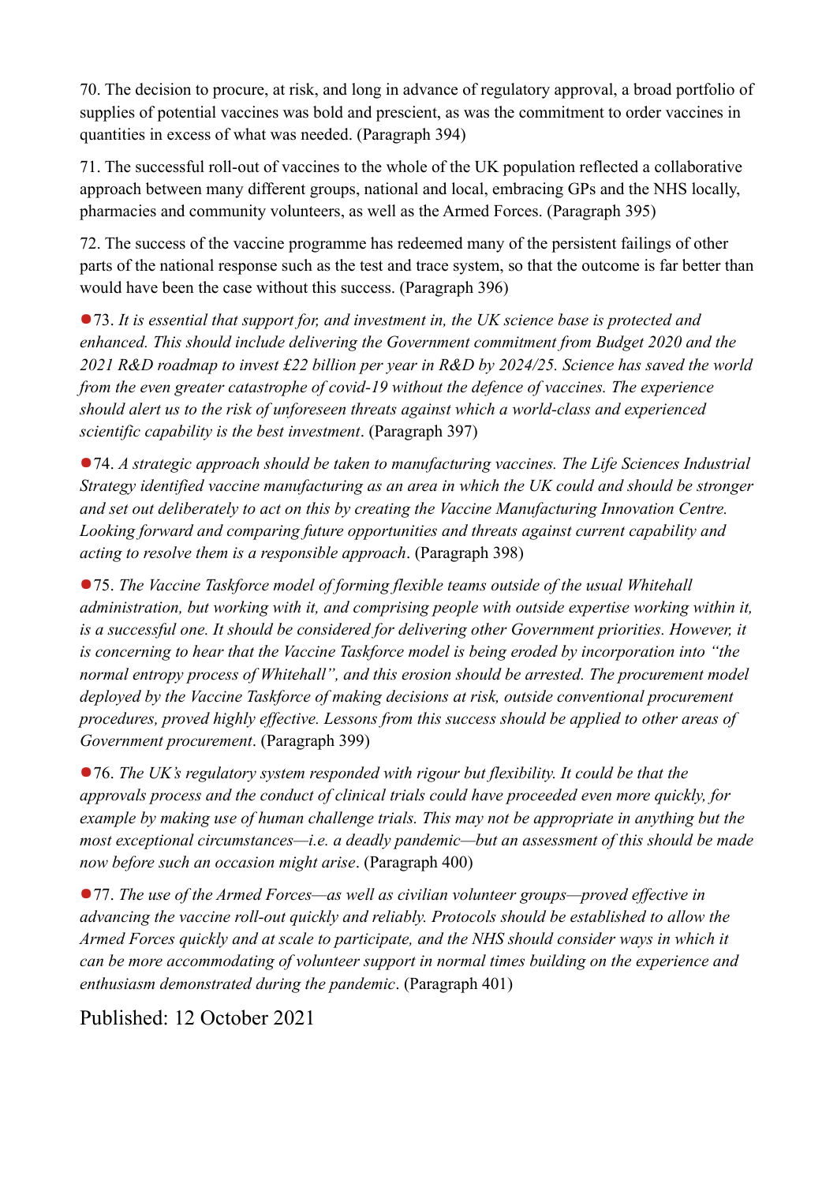70. The decision to procure, at risk, and long in advance of regulatory approval, a broad portfolio of supplies of potential vaccines was bold and prescient, as was the commitment to order vaccines in quantities in excess of what was needed. (Paragraph 394)

71. The successful roll-out of vaccines to the whole of the UK population reflected a collaborative approach between many different groups, national and local, embracing GPs and the NHS locally, pharmacies and community volunteers, as well as the Armed Forces. (Paragraph 395)

72. The success of the vaccine programme has redeemed many of the persistent failings of other parts of the national response such as the test and trace system, so that the outcome is far better than would have been the case without this success. (Paragraph 396)

●73. *It is essential that support for, and investment in, the UK science base is protected and enhanced. This should include delivering the Government commitment from Budget 2020 and the 2021 R&D roadmap to invest £22 billion per year in R&D by 2024/25. Science has saved the world from the even greater catastrophe of covid-19 without the defence of vaccines. The experience should alert us to the risk of unforeseen threats against which a world-class and experienced scientific capability is the best investment*. (Paragraph 397)

●74. *A strategic approach should be taken to manufacturing vaccines. The Life Sciences Industrial Strategy identified vaccine manufacturing as an area in which the UK could and should be stronger and set out deliberately to act on this by creating the Vaccine Manufacturing Innovation Centre. Looking forward and comparing future opportunities and threats against current capability and acting to resolve them is a responsible approach*. (Paragraph 398)

●75. *The Vaccine Taskforce model of forming flexible teams outside of the usual Whitehall administration, but working with it, and comprising people with outside expertise working within it, is a successful one. It should be considered for delivering other Government priorities. However, it is concerning to hear that the Vaccine Taskforce model is being eroded by incorporation into "the normal entropy process of Whitehall", and this erosion should be arrested. The procurement model deployed by the Vaccine Taskforce of making decisions at risk, outside conventional procurement procedures, proved highly effective. Lessons from this success should be applied to other areas of Government procurement*. (Paragraph 399)

●76. *The UK's regulatory system responded with rigour but flexibility. It could be that the approvals process and the conduct of clinical trials could have proceeded even more quickly, for example by making use of human challenge trials. This may not be appropriate in anything but the most exceptional circumstances—i.e. a deadly pandemic—but an assessment of this should be made now before such an occasion might arise*. (Paragraph 400)

●77. *The use of the Armed Forces—as well as civilian volunteer groups—proved effective in advancing the vaccine roll-out quickly and reliably. Protocols should be established to allow the Armed Forces quickly and at scale to participate, and the NHS should consider ways in which it can be more accommodating of volunteer support in normal times building on the experience and enthusiasm demonstrated during the pandemic*. (Paragraph 401)

Published: 12 October 2021